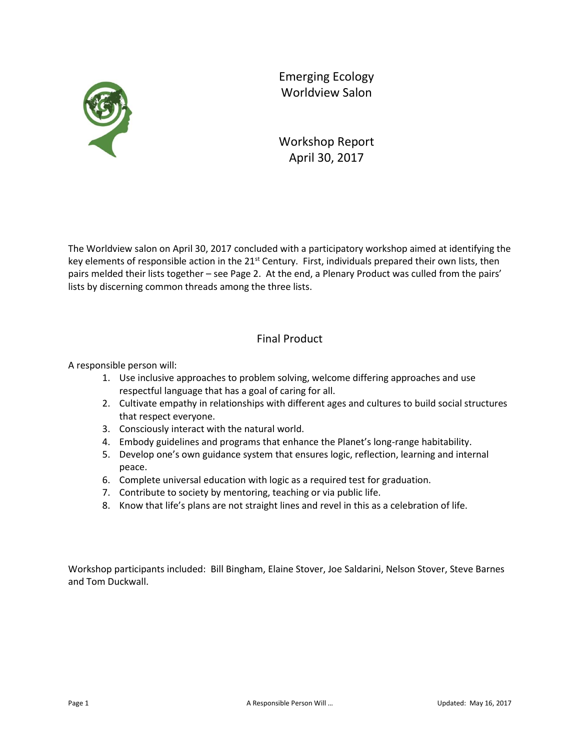# Emerging Ecology Worldview Salon

## Workshop Report
April 30, 2017

The Worldview salon on April 30, 2017 concluded with a participatory workshop aimed at identifying the key elements of responsible action in the 21st Century. First, individuals prepared their own lists, then pairs melded their lists together – see Page 2. At the end, a Plenary Product was culled from the pairs' lists by discerning common threads among the three lists.

## Final Product

A responsible person will:

1. Use inclusive approaches to problem solving, welcome differing approaches and use respectful language that has a goal of caring for all.
2. Cultivate empathy in relationships with different ages and cultures to build social structures that respect everyone.
3. Consciously interact with the natural world.
4. Embody guidelines and programs that enhance the Planet's long-range habitability.
5. Develop one's own guidance system that ensures logic, reflection, learning and internal peace.
6. Complete universal education with logic as a required test for graduation.
7. Contribute to society by mentoring, teaching or via public life.
8. Know that life's plans are not straight lines and revel in this as a celebration of life.

Workshop participants included: Bill Bingham, Elaine Stover, Joe Saldarini, Nelson Stover, Steve Barnes and Tom Duckwall.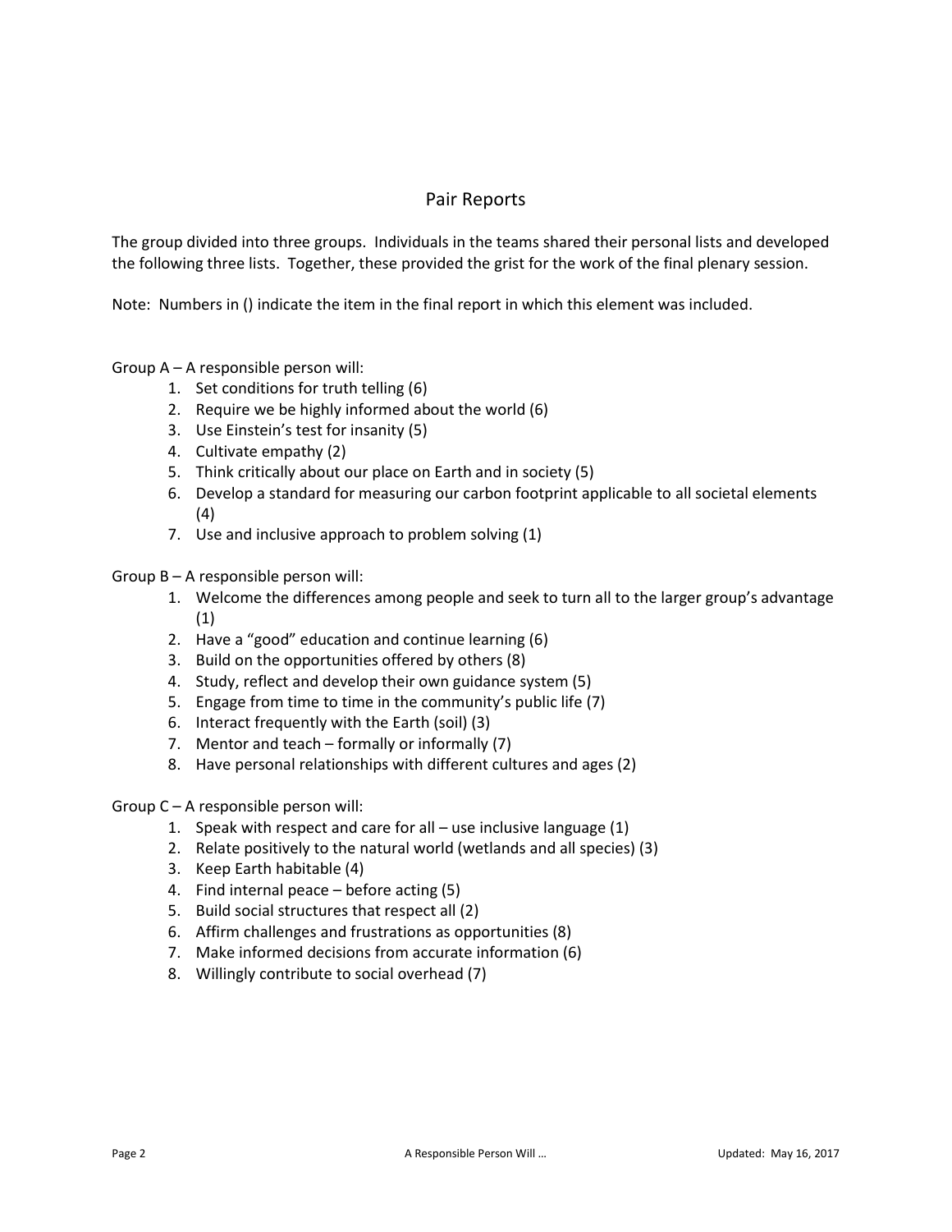## Pair Reports

The group divided into three groups. Individuals in the teams shared their personal lists and developed the following three lists. Together, these provided the grist for the work of the final plenary session.

Note: Numbers in () indicate the item in the final report in which this element was included.

Group A – A responsible person will:

1. Set conditions for truth telling (6)
2. Require we be highly informed about the world (6)
3. Use Einstein's test for insanity (5)
4. Cultivate empathy (2)
5. Think critically about our place on Earth and in society (5)
6. Develop a standard for measuring our carbon footprint applicable to all societal elements (4)
7. Use and inclusive approach to problem solving (1)

Group B – A responsible person will:

1. Welcome the differences among people and seek to turn all to the larger group's advantage (1)
2. Have a "good" education and continue learning (6)
3. Build on the opportunities offered by others (8)
4. Study, reflect and develop their own guidance system (5)
5. Engage from time to time in the community's public life (7)
6. Interact frequently with the Earth (soil) (3)
7. Mentor and teach – formally or informally (7)
8. Have personal relationships with different cultures and ages (2)

Group C – A responsible person will:

1. Speak with respect and care for all – use inclusive language (1)
2. Relate positively to the natural world (wetlands and all species) (3)
3. Keep Earth habitable (4)
4. Find internal peace – before acting (5)
5. Build social structures that respect all (2)
6. Affirm challenges and frustrations as opportunities (8)
7. Make informed decisions from accurate information (6)
8. Willingly contribute to social overhead (7)